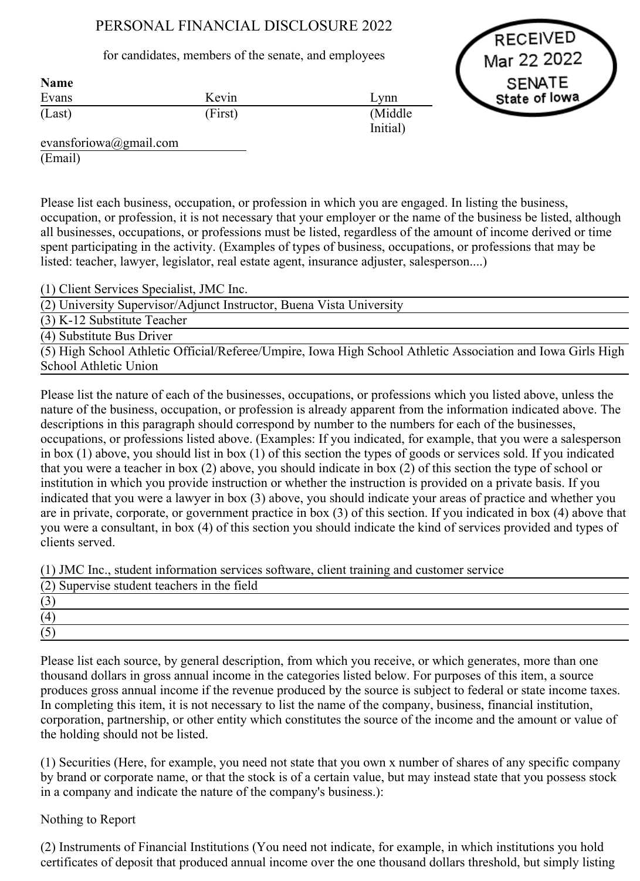# PERSONAL FINANCIAL DISCLOSURE 2022

for candidates, members of the senate, and employees

RECEIVED
Mar 22 2022
SENATE
State of Iowa

**Name**

| Evans | Kevin | Lynn |
|---|---|---|
| (Last) | (First) | (Middle Initial) |

evansforiowa@gmail.com
(Email)

Please list each business, occupation, or profession in which you are engaged. In listing the business, occupation, or profession, it is not necessary that your employer or the name of the business be listed, although all businesses, occupations, or professions must be listed, regardless of the amount of income derived or time spent participating in the activity. (Examples of types of business, occupations, or professions that may be listed: teacher, lawyer, legislator, real estate agent, insurance adjuster, salesperson....)

(1) Client Services Specialist, JMC Inc.
(2) University Supervisor/Adjunct Instructor, Buena Vista University
(3) K-12 Substitute Teacher
(4) Substitute Bus Driver
(5) High School Athletic Official/Referee/Umpire, Iowa High School Athletic Association and Iowa Girls High School Athletic Union

Please list the nature of each of the businesses, occupations, or professions which you listed above, unless the nature of the business, occupation, or profession is already apparent from the information indicated above. The descriptions in this paragraph should correspond by number to the numbers for each of the businesses, occupations, or professions listed above. (Examples: If you indicated, for example, that you were a salesperson in box (1) above, you should list in box (1) of this section the types of goods or services sold. If you indicated that you were a teacher in box (2) above, you should indicate in box (2) of this section the type of school or institution in which you provide instruction or whether the instruction is provided on a private basis. If you indicated that you were a lawyer in box (3) above, you should indicate your areas of practice and whether you are in private, corporate, or government practice in box (3) of this section. If you indicated in box (4) above that you were a consultant, in box (4) of this section you should indicate the kind of services provided and types of clients served.

(1) JMC Inc., student information services software, client training and customer service
(2) Supervise student teachers in the field
(3)
(4)
(5)

Please list each source, by general description, from which you receive, or which generates, more than one thousand dollars in gross annual income in the categories listed below. For purposes of this item, a source produces gross annual income if the revenue produced by the source is subject to federal or state income taxes. In completing this item, it is not necessary to list the name of the company, business, financial institution, corporation, partnership, or other entity which constitutes the source of the income and the amount or value of the holding should not be listed.

(1) Securities (Here, for example, you need not state that you own x number of shares of any specific company by brand or corporate name, or that the stock is of a certain value, but may instead state that you possess stock in a company and indicate the nature of the company's business.):

Nothing to Report

(2) Instruments of Financial Institutions (You need not indicate, for example, in which institutions you hold certificates of deposit that produced annual income over the one thousand dollars threshold, but simply listing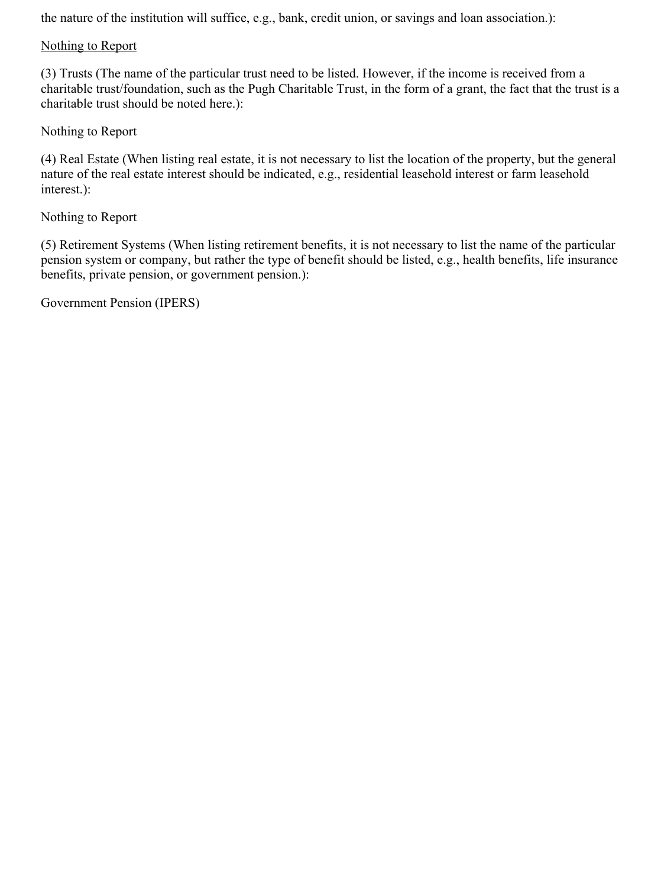the nature of the institution will suffice, e.g., bank, credit union, or savings and loan association.):

<u>Nothing to Report</u>

(3) Trusts (The name of the particular trust need to be listed. However, if the income is received from a charitable trust/foundation, such as the Pugh Charitable Trust, in the form of a grant, the fact that the trust is a charitable trust should be noted here.):

Nothing to Report

(4) Real Estate (When listing real estate, it is not necessary to list the location of the property, but the general nature of the real estate interest should be indicated, e.g., residential leasehold interest or farm leasehold interest.):

Nothing to Report

(5) Retirement Systems (When listing retirement benefits, it is not necessary to list the name of the particular pension system or company, but rather the type of benefit should be listed, e.g., health benefits, life insurance benefits, private pension, or government pension.):

Government Pension (IPERS)